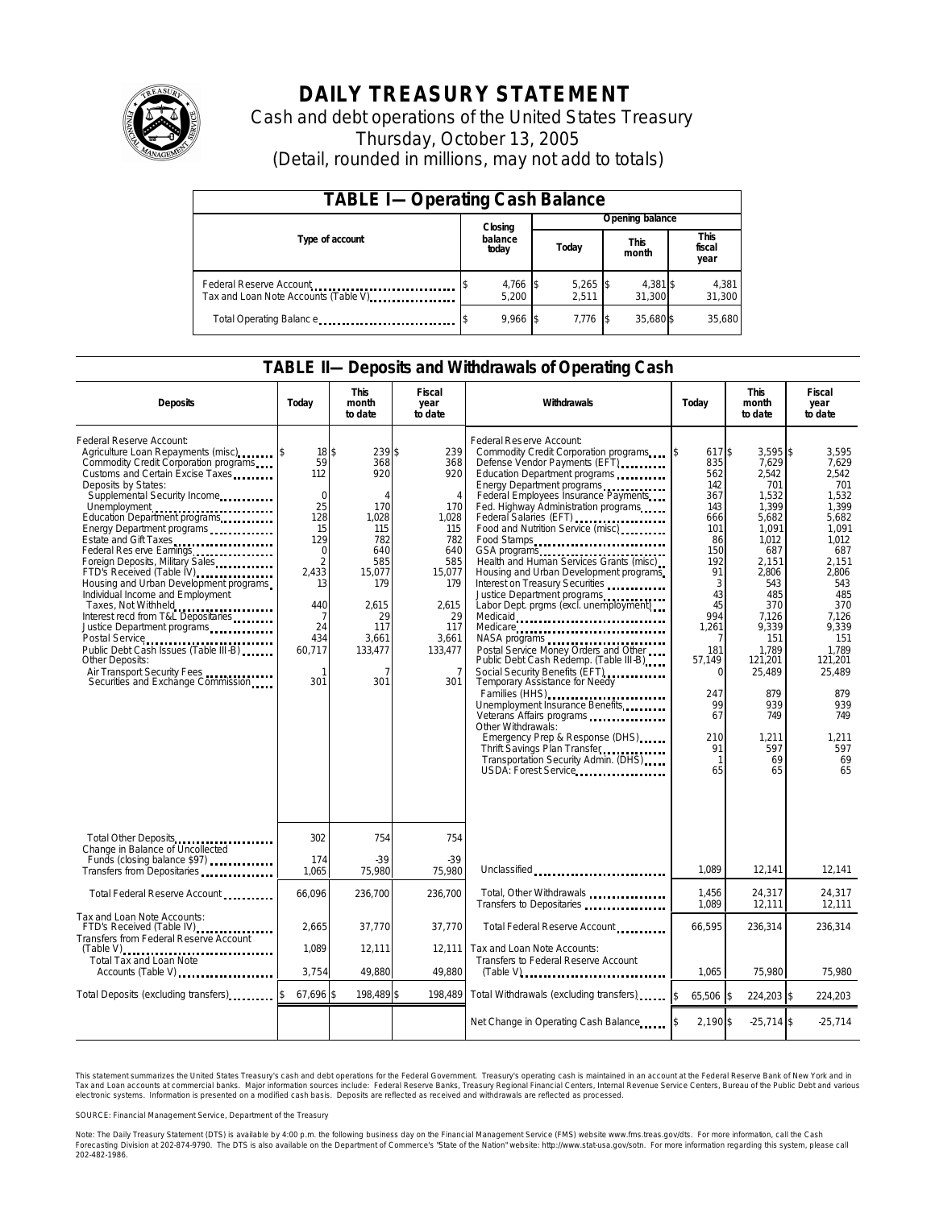# DAILY TREASURY STATEMENT

Cash and debt operations of the United States Treasury

Thursday, October 13, 2005

(Detail, rounded in millions, may not add to totals)

## TABLE I—Operating Cash Balance

| Type of account | Closing balance today | Opening balance Today | Opening balance This month | Opening balance This fiscal year |
|---|---|---|---|---|
| Federal Reserve Account | $ 4,766 | $ 5,265 | $ 4,381 | $ 4,381 |
| Tax and Loan Note Accounts (Table V) | 5,200 | 2,511 | 31,300 | 31,300 |
| Total Operating Balance | $ 9,966 | $ 7,776 | $ 35,680 | $ 35,680 |

## TABLE II—Deposits and Withdrawals of Operating Cash

| Deposits | Today | This month to date | Fiscal year to date |
|---|---|---|---|
| Federal Reserve Account: | | | |
| Agriculture Loan Repayments (misc) | $ 18 | $ 239 | $ 239 |
| Commodity Credit Corporation programs | 59 | 368 | 368 |
| Customs and Certain Excise Taxes | 112 | 920 | 920 |
| Deposits by States: | | | |
| Supplemental Security Income | 0 | 4 | 4 |
| Unemployment | 25 | 170 | 170 |
| Education Department programs | 128 | 1,028 | 1,028 |
| Energy Department programs | 15 | 115 | 115 |
| Estate and Gift Taxes | 129 | 782 | 782 |
| Federal Reserve Earnings | 0 | 640 | 640 |
| Foreign Deposits, Military Sales | 2 | 585 | 585 |
| FTD's Received (Table IV) | 2,433 | 15,077 | 15,077 |
| Housing and Urban Development programs | 13 | 179 | 179 |
| Individual Income and Employment Taxes, Not Withheld | 440 | 2,615 | 2,615 |
| Interest recd from T&L Depositaries | 7 | 29 | 29 |
| Justice Department programs | 24 | 117 | 117 |
| Postal Service | 434 | 3,661 | 3,661 |
| Public Debt Cash Issues (Table III-B) | 60,717 | 133,477 | 133,477 |
| Other Deposits: | | | |
| Air Transport Security Fees | 1 | 7 | 7 |
| Securities and Exchange Commission | 301 | 301 | 301 |
| Total Other Deposits | 302 | 754 | 754 |
| Change in Balance of Uncollected Funds (closing balance $97) | 174 | -39 | -39 |
| Transfers from Depositaries | 1,065 | 75,980 | 75,980 |
| Total Federal Reserve Account | 66,096 | 236,700 | 236,700 |
| Tax and Loan Note Accounts: | | | |
| FTD's Received (Table IV) | 2,665 | 37,770 | 37,770 |
| Transfers from Federal Reserve Account (Table V) | 1,089 | 12,111 | 12,111 |
| Total Tax and Loan Note Accounts (Table V) | 3,754 | 49,880 | 49,880 |
| Total Deposits (excluding transfers) | $ 67,696 | $ 198,489 | $ 198,489 |

| Withdrawals | Today | This month to date | Fiscal year to date |
|---|---|---|---|
| Federal Reserve Account: | | | |
| Commodity Credit Corporation programs | $ 617 | $ 3,595 | $ 3,595 |
| Defense Vendor Payments (EFT) | 835 | 7,629 | 7,629 |
| Education Department programs | 562 | 2,542 | 2,542 |
| Energy Department programs | 142 | 701 | 701 |
| Federal Employees Insurance Payments | 367 | 1,532 | 1,532 |
| Fed. Highway Administration programs | 143 | 1,399 | 1,399 |
| Federal Salaries (EFT) | 666 | 5,682 | 5,682 |
| Food and Nutrition Service (misc) | 101 | 1,091 | 1,091 |
| Food Stamps | 86 | 1,012 | 1,012 |
| GSA programs | 150 | 687 | 687 |
| Health and Human Services Grants (misc) | 192 | 2,151 | 2,151 |
| Housing and Urban Development programs | 91 | 2,806 | 2,806 |
| Interest on Treasury Securities | 3 | 543 | 543 |
| Justice Department programs | 43 | 485 | 485 |
| Labor Dept. prgms (excl. unemployment) | 45 | 370 | 370 |
| Medicaid | 994 | 7,126 | 7,126 |
| Medicare | 1,261 | 9,339 | 9,339 |
| NASA programs | 7 | 151 | 151 |
| Postal Service Money Orders and Other | 181 | 1,789 | 1,789 |
| Public Debt Cash Redemp. (Table III-B) | 57,149 | 121,201 | 121,201 |
| Social Security Benefits (EFT) | 0 | 25,489 | 25,489 |
| Temporary Assistance for Needy Families (HHS) | 247 | 879 | 879 |
| Unemployment Insurance Benefits | 99 | 939 | 939 |
| Veterans Affairs programs | 67 | 749 | 749 |
| Other Withdrawals: | | | |
| Emergency Prep & Response (DHS) | 210 | 1,211 | 1,211 |
| Thrift Savings Plan Transfer | 91 | 597 | 597 |
| Transportation Security Admin. (DHS) | 1 | 69 | 69 |
| USDA: Forest Service | 65 | 65 | 65 |
| Unclassified | 1,089 | 12,141 | 12,141 |
| Total, Other Withdrawals | 1,456 | 24,317 | 24,317 |
| Transfers to Depositaries | 1,089 | 12,111 | 12,111 |
| Total Federal Reserve Account | 66,595 | 236,314 | 236,314 |
| Tax and Loan Note Accounts: | | | |
| Transfers to Federal Reserve Account (Table V) | 1,065 | 75,980 | 75,980 |
| Total Withdrawals (excluding transfers) | $ 65,506 | $ 224,203 | $ 224,203 |
| Net Change in Operating Cash Balance | $ 2,190 | $ -25,714 | $ -25,714 |

This statement summarizes the United States Treasury's cash and debt operations for the Federal Government. Treasury's operating cash is maintained in an account at the Federal Reserve Bank of New York and in Tax and Loan accounts at commercial banks. Major information sources include: Federal Reserve Banks, Treasury Regional Financial Centers, Internal Revenue Service Centers, Bureau of the Public Debt and various electronic systems. Information is presented on a modified cash basis. Deposits are reflected as received and withdrawals are reflected as processed.

SOURCE: Financial Management Service, Department of the Treasury

Note: The Daily Treasury Statement (DTS) is available by 4:00 p.m. the following business day on the Financial Management Service (FMS) website www.fms.treas.gov/dts. For more information, call the Cash Forecasting Division at 202-874-9790. The DTS is also available on the Department of Commerce's "State of the Nation" website: http://www.stat-usa.gov/sotn. For more information regarding this system, please call 202-482-1986.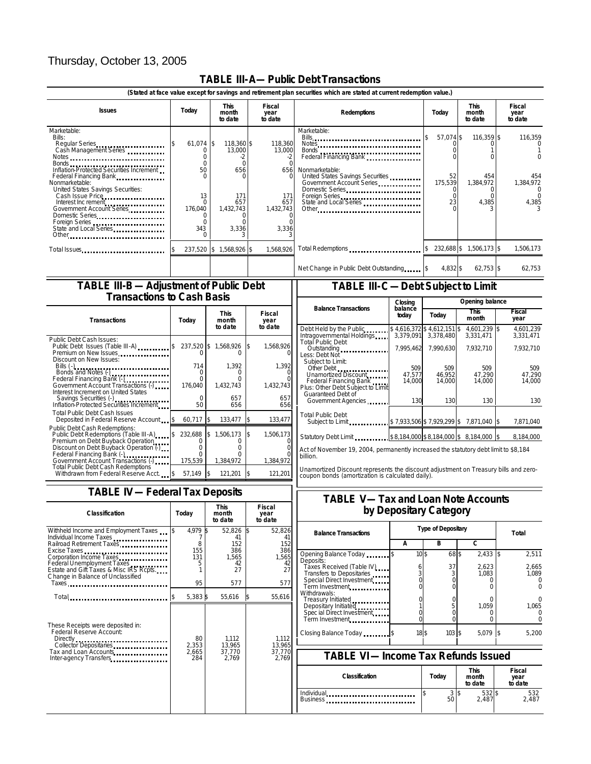Thursday, October 13, 2005

## TABLE III-A — Public Debt Transactions

(Stated at face value except for savings and retirement plan securities which are stated at current redemption value.)

| Issues | Today | This month to date | Fiscal year to date |
|---|---|---|---|
| Marketable: | | | |
| Bills: | | | |
| Regular Series | $ 61,074 | $ 118,360 | $ 118,360 |
| Cash Management Series | 0 | 13,000 | 13,000 |
| Notes | 0 | -2 | -2 |
| Bonds | 0 | 0 | 0 |
| Inflation-Protected Securities Increment | 50 | 656 | 656 |
| Federal Financing Bank | 0 | 0 | 0 |
| Nonmarketable: | | | |
| United States Savings Securities: | | | |
| Cash Issue Price | 13 | 171 | 171 |
| Interest Increment | 0 | 657 | 657 |
| Government Account Series | 176,040 | 1,432,743 | 1,432,743 |
| Domestic Series | 0 | 0 | 0 |
| Foreign Series | 0 | 0 | 0 |
| State and Local Series | 343 | 3,336 | 3,336 |
| Other | 0 | 3 | 3 |
| Total Issues | $ 237,520 | $ 1,568,926 | $ 1,568,926 |

| Redemptions | Today | This month to date | Fiscal year to date |
|---|---|---|---|
| Marketable: | | | |
| Bills | $ 57,074 | $ 116,359 | $ 116,359 |
| Notes | 0 | 0 | 0 |
| Bonds | 0 | 1 | 1 |
| Federal Financing Bank | 0 | 0 | 0 |
| Nonmarketable: | | | |
| United States Savings Securities | 52 | 454 | 454 |
| Government Account Series | 175,539 | 1,384,972 | 1,384,972 |
| Domestic Series | 0 | 0 | 0 |
| Foreign Series | 0 | 0 | 0 |
| State and Local Series | 23 | 4,385 | 4,385 |
| Other | 0 | 3 | 3 |
| Total Redemptions | $ 232,688 | $ 1,506,173 | $ 1,506,173 |
| Net Change in Public Debt Outstanding | $ 4,832 | $ 62,753 | $ 62,753 |

## TABLE III-B — Adjustment of Public Debt Transactions to Cash Basis

| Transactions | Today | This month to date | Fiscal year to date |
|---|---|---|---|
| Public Debt Cash Issues: | | | |
| Public Debt Issues (Table III-A) | $ 237,520 | $ 1,568,926 | $ 1,568,926 |
| Premium on New Issues | 0 | 0 | 0 |
| Discount on New Issues: | | | |
| Bills (-) | 714 | 1,392 | 1,392 |
| Bonds and Notes (-) | 0 | 0 | 0 |
| Federal Financing Bank (-) | 0 | 0 | 0 |
| Government Account Transactions (-) | 176,040 | 1,432,743 | 1,432,743 |
| Interest Increment on United States Savings Securities (-) | 0 | 657 | 657 |
| Inflation-Protected Securities Increment | 50 | 656 | 656 |
| Total Public Debt Cash Issues Deposited in Federal Reserve Account | $ 60,717 | $ 133,477 | $ 133,477 |
| Public Debt Cash Redemptions: | | | |
| Public Debt Redemptions (Table III-A) | $ 232,688 | $ 1,506,173 | $ 1,506,173 |
| Premium on Debt Buyback Operation | 0 | 0 | 0 |
| Discount on Debt Buyback Operation (-) | 0 | 0 | 0 |
| Federal Financing Bank (-) | 0 | 0 | 0 |
| Government Account Transactions (-) | 175,539 | 1,384,972 | 1,384,972 |
| Total Public Debt Cash Redemptions Withdrawn from Federal Reserve Acct. | $ 57,149 | $ 121,201 | $ 121,201 |

## TABLE III-C — Debt Subject to Limit

| Balance Transactions | Closing balance today | Opening balance Today | Opening balance This month | Opening balance Fiscal year |
|---|---|---|---|---|
| Debt Held by the Public | $ 4,616,372 | $ 4,612,151 | $ 4,601,239 | $ 4,601,239 |
| Intragovernmental Holdings | 3,379,091 | 3,378,480 | 3,331,471 | 3,331,471 |
| Total Public Debt Outstanding | 7,995,462 | 7,990,630 | 7,932,710 | 7,932,710 |
| Less: Debt Not Subject to Limit: | | | | |
| Other Debt | 509 | 509 | 509 | 509 |
| Unamortized Discount | 47,577 | 46,952 | 47,290 | 47,290 |
| Federal Financing Bank | 14,000 | 14,000 | 14,000 | 14,000 |
| Plus: Other Debt Subject to Limit | | | | |
| Guaranteed Debt of Government Agencies | 130 | 130 | 130 | 130 |
| Total Public Debt Subject to Limit | $ 7,933,506 | $ 7,929,299 | $ 7,871,040 | $ 7,871,040 |
| Statutory Debt Limit | $ 8,184,000 | $ 8,184,000 | $ 8,184,000 | $ 8,184,000 |

Act of November 19, 2004, permanently increased the statutory debt limit to $8,184 billion.

Unamortized Discount represents the discount adjustment on Treasury bills and zero-coupon bonds (amortization is calculated daily).

## TABLE IV — Federal Tax Deposits

| Classification | Today | This month to date | Fiscal year to date |
|---|---|---|---|
| Withheld Income and Employment Taxes | $ 4,979 | $ 52,826 | $ 52,826 |
| Individual Income Taxes | 7 | 41 | 41 |
| Railroad Retirement Taxes | 8 | 152 | 152 |
| Excise Taxes | 155 | 386 | 386 |
| Corporation Income Taxes | 131 | 1,565 | 1,565 |
| Federal Unemployment Taxes | 5 | 42 | 42 |
| Estate and Gift Taxes & Misc IRS Rcpts. | 1 | 27 | 27 |
| Change in Balance of Unclassified Taxes | 95 | 577 | 577 |
| Total | $ 5,383 | $ 55,616 | $ 55,616 |
| These Receipts were deposited in: | | | |
| Federal Reserve Account: | | | |
| Directly | 80 | 1,112 | 1,112 |
| Collector Depositaries | 2,353 | 13,965 | 13,965 |
| Tax and Loan Accounts | 2,665 | 37,770 | 37,770 |
| Inter-agency Transfers | 284 | 2,769 | 2,769 |

## TABLE V — Tax and Loan Note Accounts by Depositary Category

| Balance Transactions | Type of Depositary A | B | C | Total |
|---|---|---|---|---|
| Opening Balance Today | $ 10 | $ 68 | $ 2,433 | $ 2,511 |
| Deposits: | | | | |
| Taxes Received (Table IV) | 6 | 37 | 2,623 | 2,665 |
| Transfers to Depositaries | 3 | 3 | 1,083 | 1,089 |
| Special Direct Investment | 0 | 0 | 0 | 0 |
| Term Investment | 0 | 0 | 0 | 0 |
| Withdrawals: | | | | |
| Treasury Initiated | 0 | 0 | 0 | 0 |
| Depositary Initiated | 1 | 5 | 1,059 | 1,065 |
| Special Direct Investment | 0 | 0 | 0 | 0 |
| Term Investment | 0 | 0 | 0 | 0 |
| Closing Balance Today | $ 18 | $ 103 | $ 5,079 | $ 5,200 |

## TABLE VI — Income Tax Refunds Issued

| Classification | Today | This month to date | Fiscal year to date |
|---|---|---|---|
| Individual | $ 3 | $ 532 | $ 532 |
| Business | 50 | 2,487 | 2,487 |